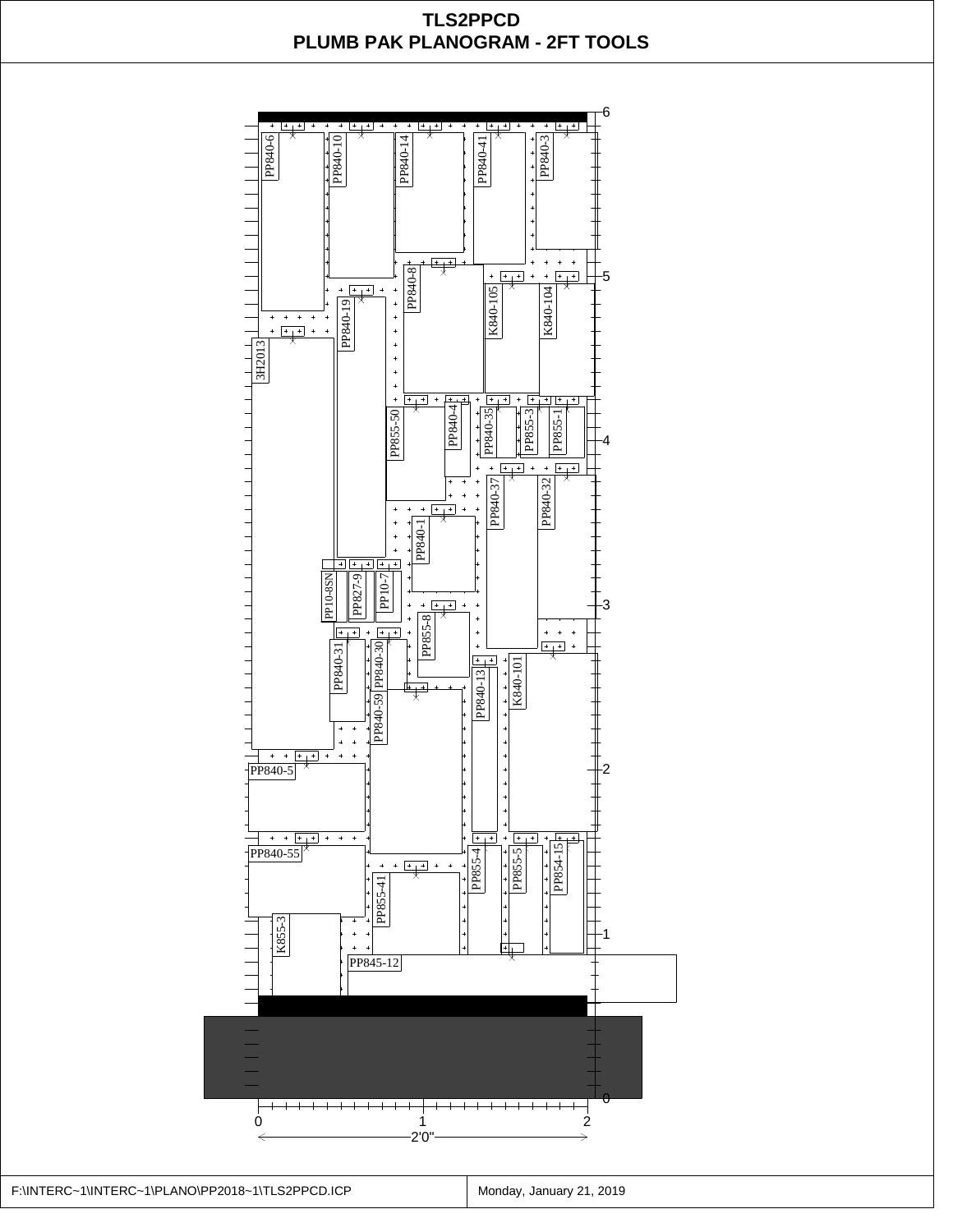# TLS2PPCD
## PLUMB PAK PLANOGRAM - 2FT TOOLS

PP840-6
PP840-10
PP840-14
PP840-41
PP840-3
PP840-8
K840-105
K840-104
PP840-19
3H2013
PP855-50
PP840-4
PP840-35
PP855-3
PP855-1
PP840-37
PP840-32
PP840-1
PP10-8SN
PP827-9
PP10-7
PP855-8
PP840-31
PP840-30
PP840-13
K840-101
PP840-59
PP840-5
PP840-55
PP855-4
PP855-5
PP854-15
PP855-41
K855-3
PP845-12

0 1 2

2'0"

6 5 4 3 2 1 0

F:\INTERC~1\INTERC~1\PLANO\PP2018~1\TLS2PPCD.ICP | Monday, January 21, 2019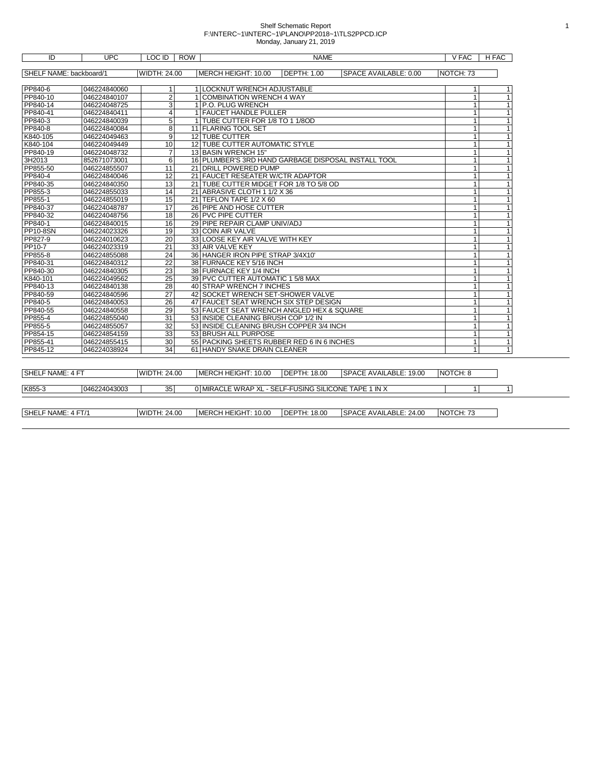# Shelf Schematic Report

F:\INTERC~1\INTERC~1\PLANO\PP2018~1\TLS2PPCD.ICP

Monday, January 21, 2019

| ID | UPC | LOC ID | ROW | NAME | V FAC | H FAC |
|---|---|---|---|---|---|---|

| SHELF NAME: backboard/1 | WIDTH: 24.00 | MERCH HEIGHT: 10.00 | DEPTH: 1.00 | SPACE AVAILABLE: 0.00 | NOTCH: 73 |
|---|---|---|---|---|---|

| ID | UPC | LOC ID | ROW | NAME | V FAC | H FAC |
|---|---|---|---|---|---|---|
| PP840-6 | 046224840060 | 1 | 1 | LOCKNUT WRENCH ADJUSTABLE | 1 | 1 |
| PP840-10 | 046224840107 | 2 | 1 | COMBINATION WRENCH 4 WAY | 1 | 1 |
| PP840-14 | 046224048725 | 3 | 1 | P.O. PLUG WRENCH | 1 | 1 |
| PP840-41 | 046224840411 | 4 | 1 | FAUCET HANDLE PULLER | 1 | 1 |
| PP840-3 | 046224840039 | 5 | 1 | TUBE CUTTER FOR 1/8 TO 1 1/8OD | 1 | 1 |
| PP840-8 | 046224840084 | 8 | 11 | FLARING TOOL SET | 1 | 1 |
| K840-105 | 046224049463 | 9 | 12 | TUBE CUTTER | 1 | 1 |
| K840-104 | 046224049449 | 10 | 12 | TUBE CUTTER AUTOMATIC STYLE | 1 | 1 |
| PP840-19 | 046224048732 | 7 | 13 | BASIN WRENCH 15" | 1 | 1 |
| 3H2013 | 852671073001 | 6 | 16 | PLUMBER'S 3RD HAND GARBAGE DISPOSAL INSTALL TOOL | 1 | 1 |
| PP855-50 | 046224855507 | 11 | 21 | DRILL POWERED PUMP | 1 | 1 |
| PP840-4 | 046224840046 | 12 | 21 | FAUCET RESEATER W/CTR ADAPTOR | 1 | 1 |
| PP840-35 | 046224840350 | 13 | 21 | TUBE CUTTER MIDGET FOR 1/8 TO 5/8 OD | 1 | 1 |
| PP855-3 | 046224855033 | 14 | 21 | ABRASIVE CLOTH 1 1/2 X 36 | 1 | 1 |
| PP855-1 | 046224855019 | 15 | 21 | TEFLON TAPE 1/2 X 60 | 1 | 1 |
| PP840-37 | 046224048787 | 17 | 26 | PIPE AND HOSE CUTTER | 1 | 1 |
| PP840-32 | 046224048756 | 18 | 26 | PVC PIPE CUTTER | 1 | 1 |
| PP840-1 | 046224840015 | 16 | 29 | PIPE REPAIR CLAMP UNIV/ADJ | 1 | 1 |
| PP10-8SN | 046224023326 | 19 | 33 | COIN AIR VALVE | 1 | 1 |
| PP827-9 | 046224010623 | 20 | 33 | LOOSE KEY AIR VALVE WITH KEY | 1 | 1 |
| PP10-7 | 046224023319 | 21 | 33 | AIR VALVE KEY | 1 | 1 |
| PP855-8 | 046224855088 | 24 | 36 | HANGER IRON PIPE STRAP 3/4X10' | 1 | 1 |
| PP840-31 | 046224840312 | 22 | 38 | FURNACE KEY 5/16 INCH | 1 | 1 |
| PP840-30 | 046224840305 | 23 | 38 | FURNACE KEY 1/4 INCH | 1 | 1 |
| K840-101 | 046224049562 | 25 | 39 | PVC CUTTER AUTOMATIC 1 5/8 MAX | 1 | 1 |
| PP840-13 | 046224840138 | 28 | 40 | STRAP WRENCH 7 INCHES | 1 | 1 |
| PP840-59 | 046224840596 | 27 | 42 | SOCKET WRENCH SET-SHOWER VALVE | 1 | 1 |
| PP840-5 | 046224840053 | 26 | 47 | FAUCET SEAT WRENCH SIX STEP DESIGN | 1 | 1 |
| PP840-55 | 046224840558 | 29 | 53 | FAUCET SEAT WRENCH ANGLED HEX & SQUARE | 1 | 1 |
| PP855-4 | 046224855040 | 31 | 53 | INSIDE CLEANING BRUSH COP 1/2 IN | 1 | 1 |
| PP855-5 | 046224855057 | 32 | 53 | INSIDE CLEANING BRUSH COPPER 3/4 INCH | 1 | 1 |
| PP854-15 | 046224854159 | 33 | 53 | BRUSH ALL PURPOSE | 1 | 1 |
| PP855-41 | 046224855415 | 30 | 55 | PACKING SHEETS RUBBER RED 6 IN 6 INCHES | 1 | 1 |
| PP845-12 | 046224038924 | 34 | 61 | HANDY SNAKE DRAIN CLEANER | 1 | 1 |

| SHELF NAME: 4 FT | WIDTH: 24.00 | MERCH HEIGHT: 10.00 | DEPTH: 18.00 | SPACE AVAILABLE: 19.00 | NOTCH: 8 |
|---|---|---|---|---|---|

| ID | UPC | LOC ID | ROW | NAME | V FAC | H FAC |
|---|---|---|---|---|---|---|
| K855-3 | 046224043003 | 35 | 0 | MIRACLE WRAP XL - SELF-FUSING SILICONE TAPE 1 IN X | 1 | 1 |

| SHELF NAME: 4 FT/1 | WIDTH: 24.00 | MERCH HEIGHT: 10.00 | DEPTH: 18.00 | SPACE AVAILABLE: 24.00 | NOTCH: 73 |
|---|---|---|---|---|---|